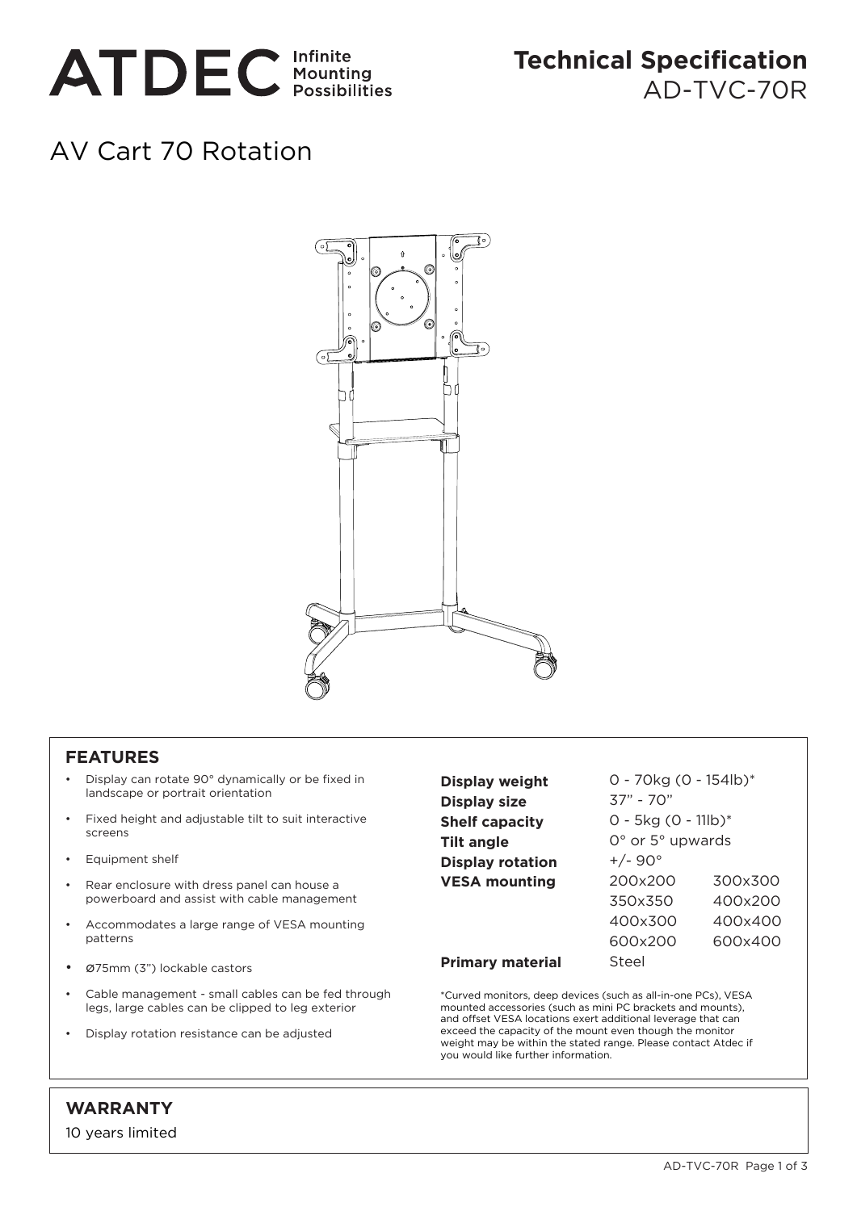ATDEC Infinite Mounting Possibilities

# Technical Specification
AD-TVC-70R

## AV Cart 70 Rotation

### FEATURES

- Display can rotate 90° dynamically or be fixed in landscape or portrait orientation
- Fixed height and adjustable tilt to suit interactive screens
- Equipment shelf
- Rear enclosure with dress panel can house a powerboard and assist with cable management
- Accommodates a large range of VESA mounting patterns
- Ø75mm (3") lockable castors
- Cable management - small cables can be fed through legs, large cables can be clipped to leg exterior
- Display rotation resistance can be adjusted

| | | |
|---|---|---|
| **Display weight** | 0 - 70kg (0 - 154lb)* | |
| **Display size** | 37" - 70" | |
| **Shelf capacity** | 0 - 5kg (0 - 11lb)* | |
| **Tilt angle** | 0° or 5° upwards | |
| **Display rotation** | +/- 90° | |
| **VESA mounting** | 200x200 | 300x300 |
| | 350x350 | 400x200 |
| | 400x300 | 400x400 |
| | 600x200 | 600x400 |
| **Primary material** | Steel | |

*Curved monitors, deep devices (such as all-in-one PCs), VESA mounted accessories (such as mini PC brackets and mounts), and offset VESA locations exert additional leverage that can exceed the capacity of the mount even though the monitor weight may be within the stated range. Please contact Atdec if you would like further information.

### WARRANTY

10 years limited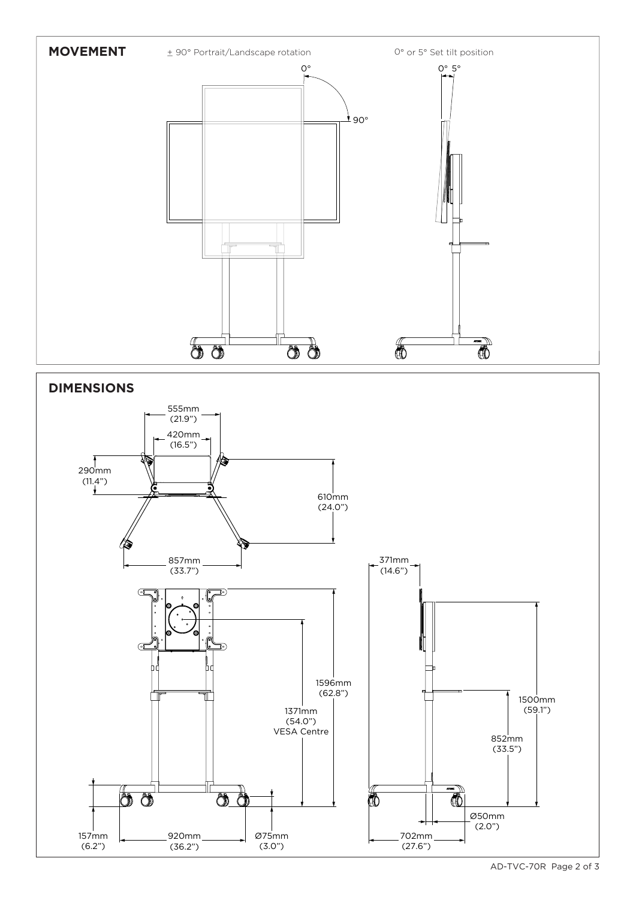## MOVEMENT

± 90° Portrait/Landscape rotation

0°

90°

0° or 5° Set tilt position

0° 5°

## DIMENSIONS

555mm (21.9")

420mm (16.5")

290mm (11.4")

610mm (24.0")

857mm (33.7")

371mm (14.6")

1596mm (62.8")

1371mm (54.0") VESA Centre

1500mm (59.1")

852mm (33.5")

157mm (6.2")

920mm (36.2")

Ø75mm (3.0")

Ø50mm (2.0")

702mm (27.6")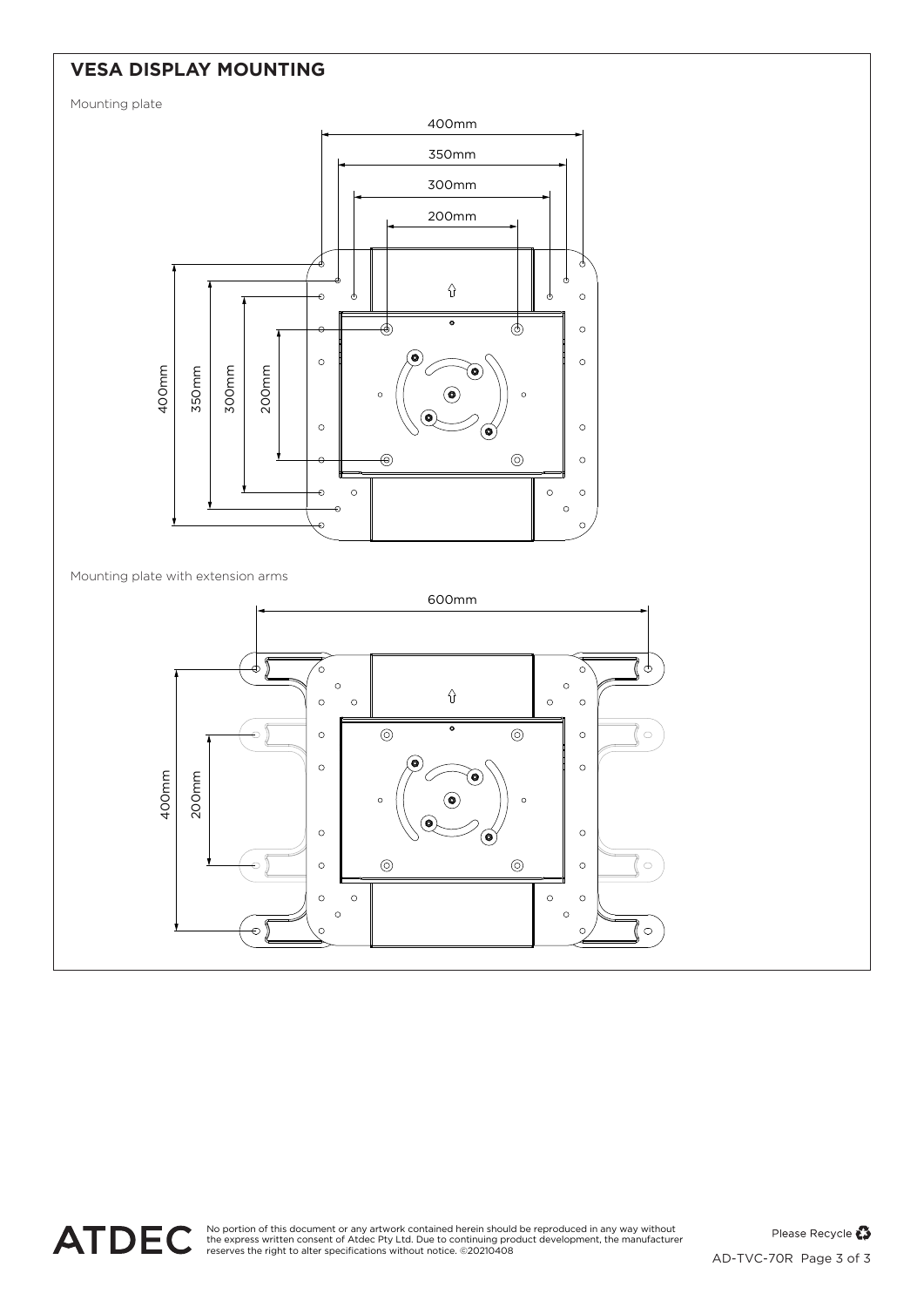## VESA DISPLAY MOUNTING

Mounting plate

400mm

350mm

300mm

200mm

400mm

350mm

300mm

200mm

Mounting plate with extension arms

600mm

400mm

200mm

ATDEC

No portion of this document or any artwork contained herein should be reproduced in any way without the express written consent of Atdec Pty Ltd. Due to continuing product development, the manufacturer reserves the right to alter specifications without notice. ©20210408

Please Recycle